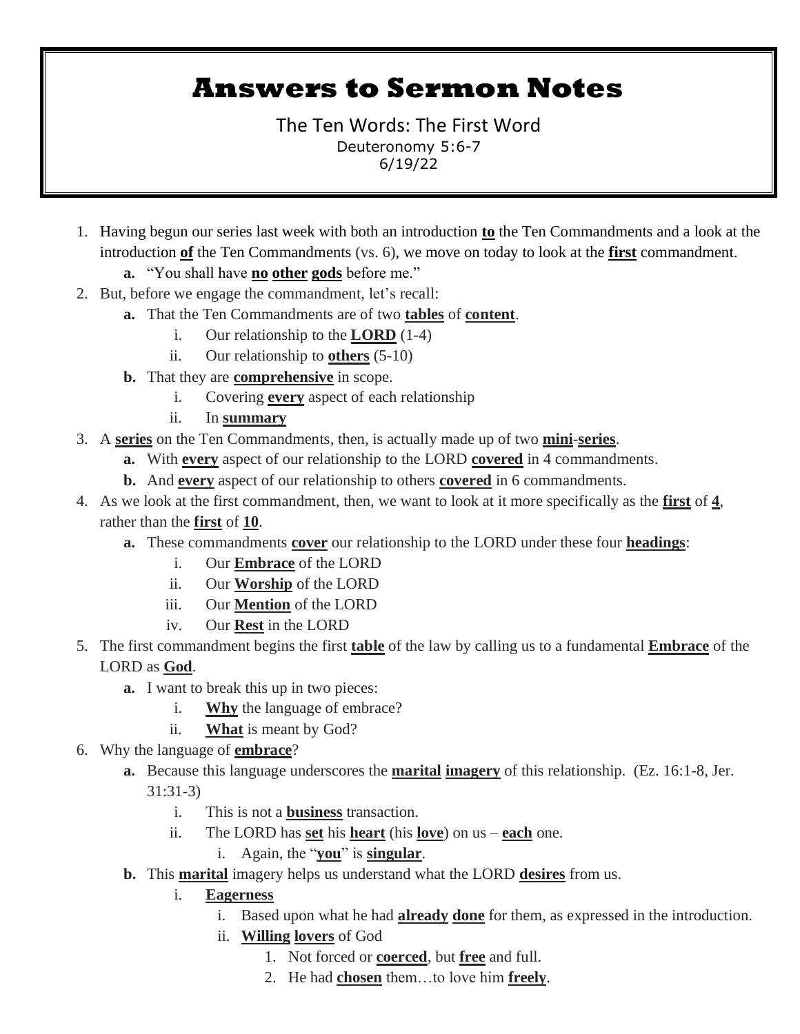# Answers to Sermon Notes

The Ten Words: The First Word

Deuteronomy 5:6-7

6/19/22

1. Having begun our series last week with both an introduction **to** the Ten Commandments and a look at the introduction **of** the Ten Commandments (vs. 6), we move on today to look at the **first** commandment.
   a. "You shall have **no** **other** **gods** before me."
2. But, before we engage the commandment, let's recall:
   a. That the Ten Commandments are of two **tables** of **content**.
      i. Our relationship to the **LORD** (1-4)
      ii. Our relationship to **others** (5-10)
   b. That they are **comprehensive** in scope.
      i. Covering **every** aspect of each relationship
      ii. In **summary**
3. A **series** on the Ten Commandments, then, is actually made up of two **mini**-**series**.
   a. With **every** aspect of our relationship to the LORD **covered** in 4 commandments.
   b. And **every** aspect of our relationship to others **covered** in 6 commandments.
4. As we look at the first commandment, then, we want to look at it more specifically as the **first** of **4**, rather than the **first** of **10**.
   a. These commandments **cover** our relationship to the LORD under these four **headings**:
      i. Our **Embrace** of the LORD
      ii. Our **Worship** of the LORD
      iii. Our **Mention** of the LORD
      iv. Our **Rest** in the LORD
5. The first commandment begins the first **table** of the law by calling us to a fundamental **Embrace** of the LORD as **God**.
   a. I want to break this up in two pieces:
      i. **Why** the language of embrace?
      ii. **What** is meant by God?
6. Why the language of **embrace**?
   a. Because this language underscores the **marital** **imagery** of this relationship. (Ez. 16:1-8, Jer. 31:31-3)
      i. This is not a **business** transaction.
      ii. The LORD has **set** his **heart** (his **love**) on us – **each** one.
         i. Again, the "**you**" is **singular**.
   b. This **marital** imagery helps us understand what the LORD **desires** from us.
      i. **Eagerness**
         i. Based upon what he had **already** **done** for them, as expressed in the introduction.
         ii. **Willing** **lovers** of God
            1. Not forced or **coerced**, but **free** and full.
            2. He had **chosen** them…to love him **freely**.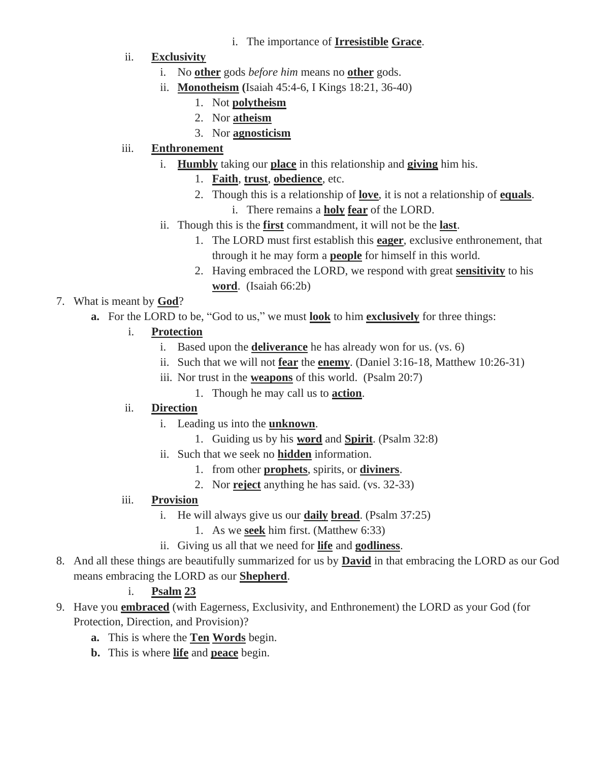i. The importance of **Irresistible Grace**.

    ii. **Exclusivity**
        i. No **other** gods *before him* means no **other** gods.
        ii. **Monotheism (**Isaiah 45:4-6, I Kings 18:21, 36-40)
            1. Not **polytheism**
            2. Nor **atheism**
            3. Nor **agnosticism**

    iii. **Enthronement**
        i. **Humbly** taking our **place** in this relationship and **giving** him his.
            1. **Faith**, **trust**, **obedience**, etc.
            2. Though this is a relationship of **love**, it is not a relationship of **equals**.
                i. There remains a **holy fear** of the LORD.
        ii. Though this is the **first** commandment, it will not be the **last**.
            1. The LORD must first establish this **eager**, exclusive enthronement, that through it he may form a **people** for himself in this world.
            2. Having embraced the LORD, we respond with great **sensitivity** to his **word**. (Isaiah 66:2b)

7. What is meant by **God**?
    a. For the LORD to be, "God to us," we must **look** to him **exclusively** for three things:
        i. **Protection**
            i. Based upon the **deliverance** he has already won for us. (vs. 6)
            ii. Such that we will not **fear** the **enemy**. (Daniel 3:16-18, Matthew 10:26-31)
            iii. Nor trust in the **weapons** of this world. (Psalm 20:7)
                1. Though he may call us to **action**.
        ii. **Direction**
            i. Leading us into the **unknown**.
                1. Guiding us by his **word** and **Spirit**. (Psalm 32:8)
            ii. Such that we seek no **hidden** information.
                1. from other **prophets**, spirits, or **diviners**.
                2. Nor **reject** anything he has said. (vs. 32-33)
        iii. **Provision**
            i. He will always give us our **daily bread**. (Psalm 37:25)
                1. As we **seek** him first. (Matthew 6:33)
            ii. Giving us all that we need for **life** and **godliness**.

8. And all these things are beautifully summarized for us by **David** in that embracing the LORD as our God means embracing the LORD as our **Shepherd**.
        i. **Psalm 23**

9. Have you **embraced** (with Eagerness, Exclusivity, and Enthronement) the LORD as your God (for Protection, Direction, and Provision)?
    a. This is where the **Ten Words** begin.
    b. This is where **life** and **peace** begin.